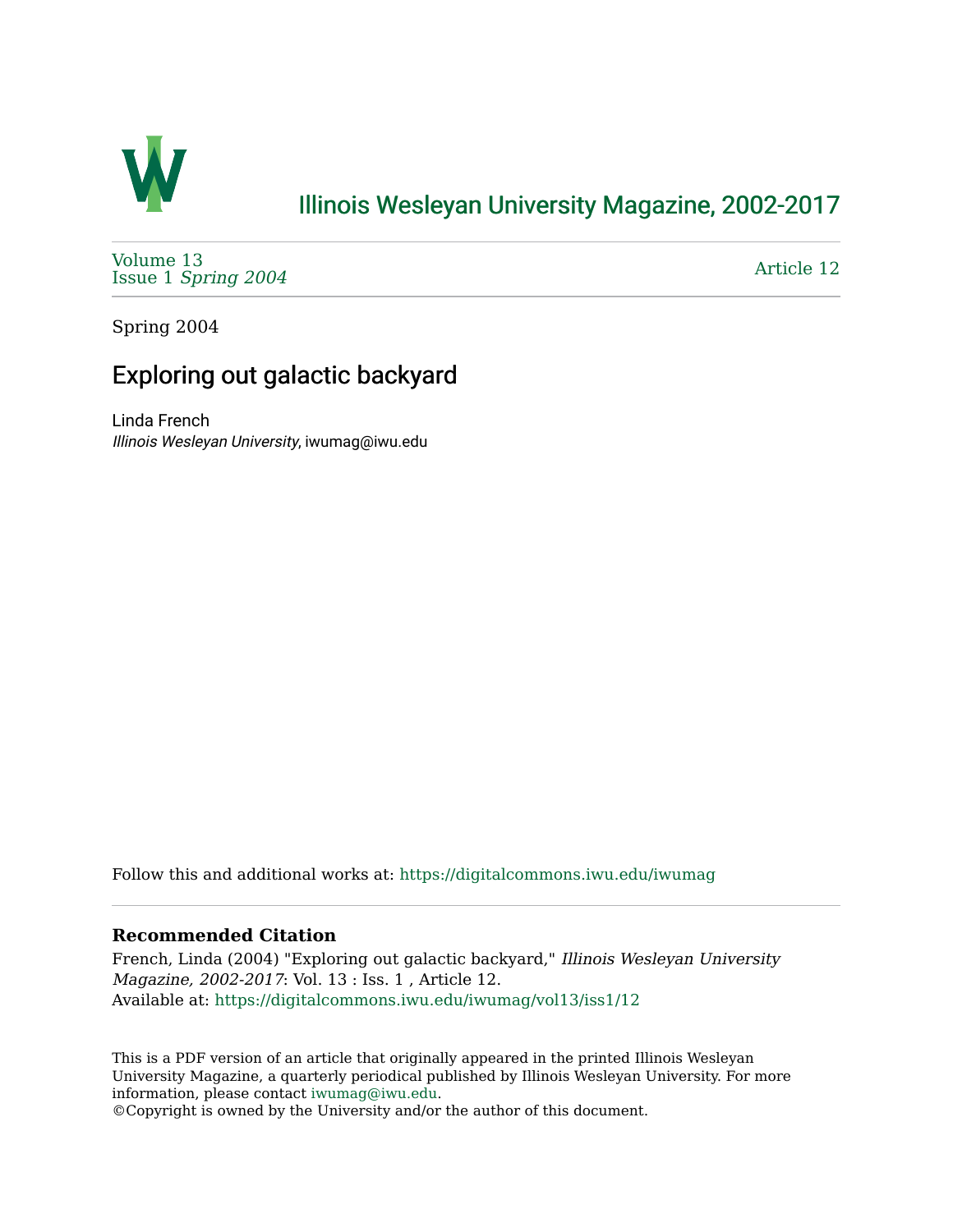# Illinois Wesleyan University Magazine, 2002-2017

Volume 13
Issue 1 *Spring 2004*

Article 12

Spring 2004

## Exploring out galactic backyard

Linda French
*Illinois Wesleyan University*, iwumag@iwu.edu

Follow this and additional works at: https://digitalcommons.iwu.edu/iwumag

### Recommended Citation

French, Linda (2004) "Exploring out galactic backyard," *Illinois Wesleyan University Magazine, 2002-2017*: Vol. 13 : Iss. 1 , Article 12.
Available at: https://digitalcommons.iwu.edu/iwumag/vol13/iss1/12

This is a PDF version of an article that originally appeared in the printed Illinois Wesleyan University Magazine, a quarterly periodical published by Illinois Wesleyan University. For more information, please contact iwumag@iwu.edu.
©Copyright is owned by the University and/or the author of this document.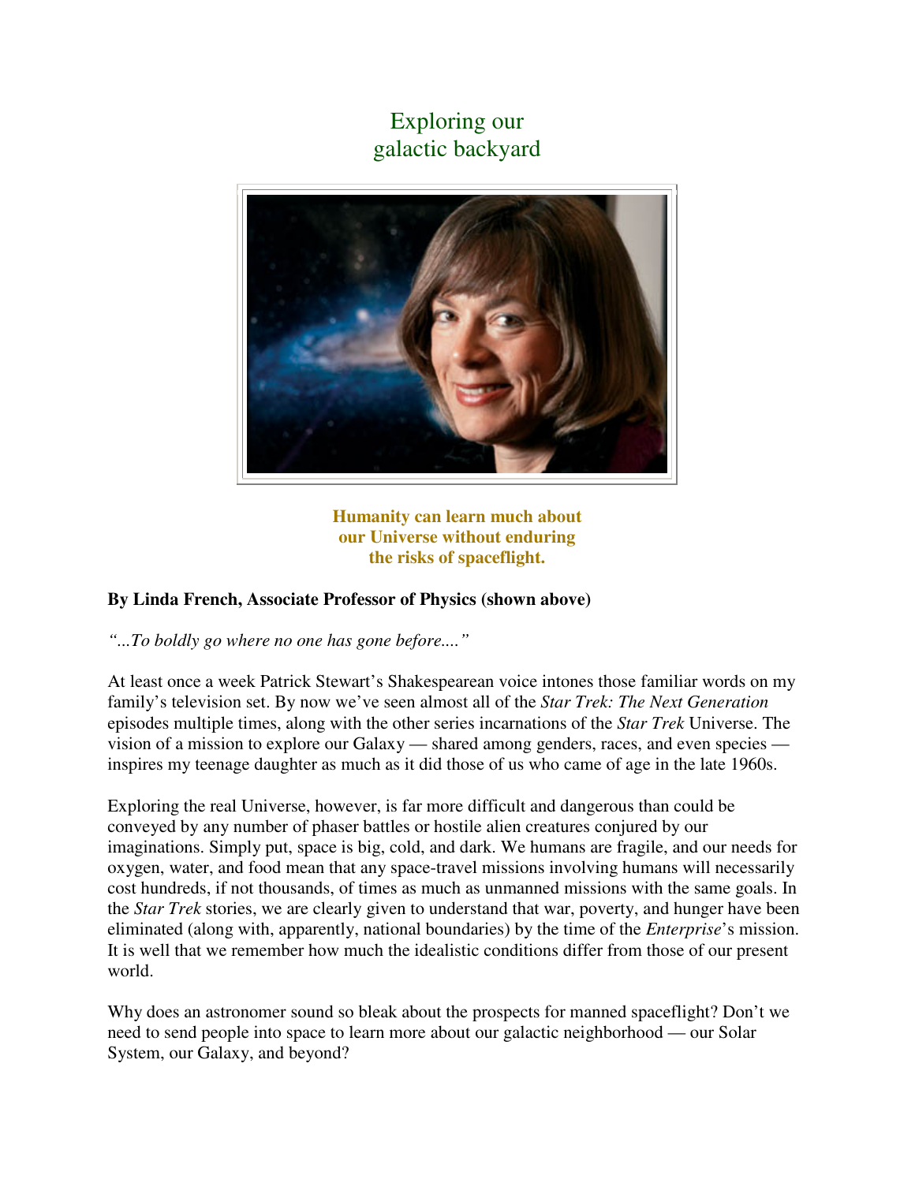# Exploring our galactic backyard

**Humanity can learn much about our Universe without enduring the risks of spaceflight.**

**By Linda French, Associate Professor of Physics (shown above)**

*"...To boldly go where no one has gone before...."*

At least once a week Patrick Stewart's Shakespearean voice intones those familiar words on my family's television set. By now we've seen almost all of the *Star Trek: The Next Generation* episodes multiple times, along with the other series incarnations of the *Star Trek* Universe. The vision of a mission to explore our Galaxy — shared among genders, races, and even species — inspires my teenage daughter as much as it did those of us who came of age in the late 1960s.

Exploring the real Universe, however, is far more difficult and dangerous than could be conveyed by any number of phaser battles or hostile alien creatures conjured by our imaginations. Simply put, space is big, cold, and dark. We humans are fragile, and our needs for oxygen, water, and food mean that any space-travel missions involving humans will necessarily cost hundreds, if not thousands, of times as much as unmanned missions with the same goals. In the *Star Trek* stories, we are clearly given to understand that war, poverty, and hunger have been eliminated (along with, apparently, national boundaries) by the time of the *Enterprise*'s mission. It is well that we remember how much the idealistic conditions differ from those of our present world.

Why does an astronomer sound so bleak about the prospects for manned spaceflight? Don't we need to send people into space to learn more about our galactic neighborhood — our Solar System, our Galaxy, and beyond?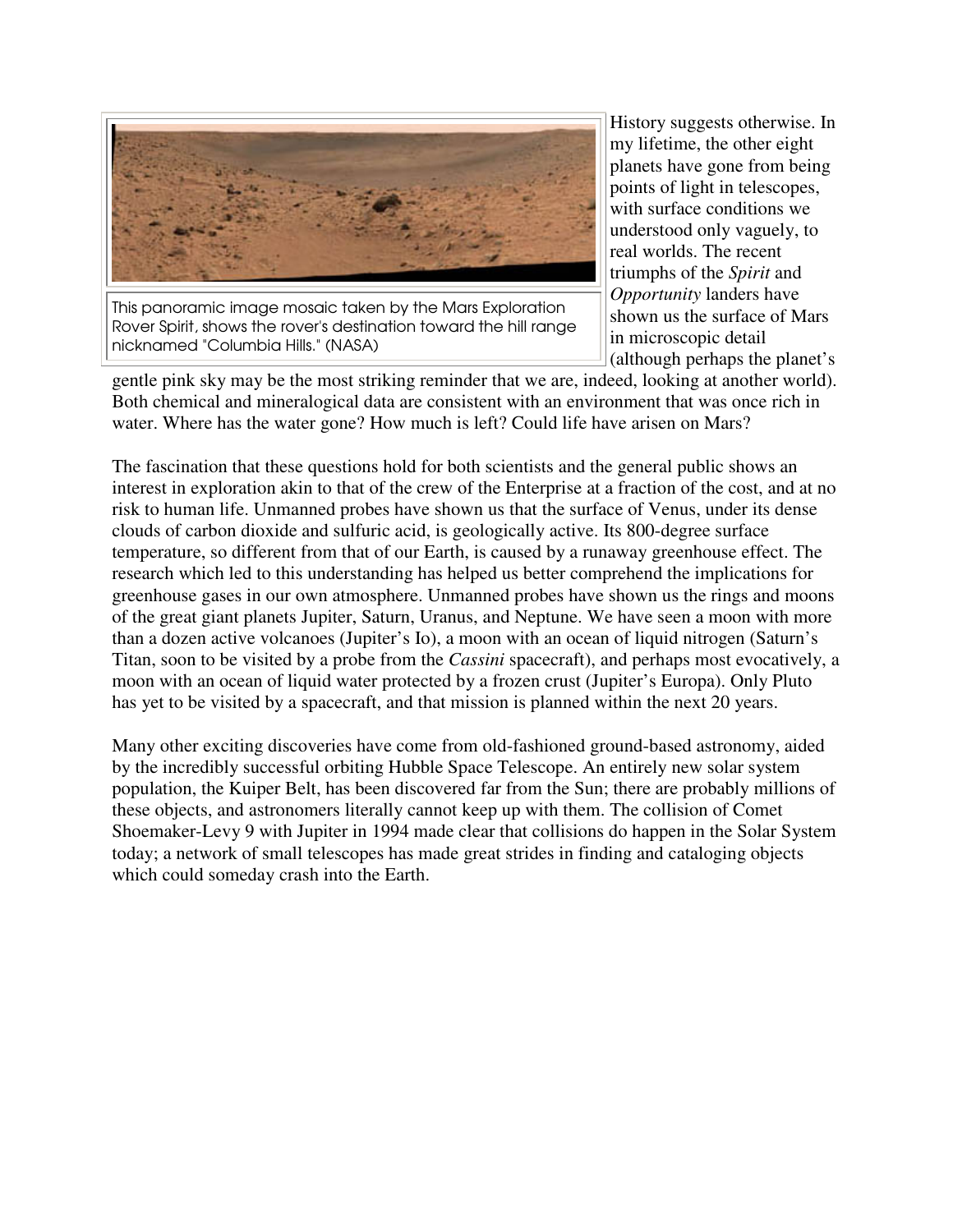This panoramic image mosaic taken by the Mars Exploration Rover Spirit, shows the rover's destination toward the hill range nicknamed "Columbia Hills." (NASA)

History suggests otherwise. In my lifetime, the other eight planets have gone from being points of light in telescopes, with surface conditions we understood only vaguely, to real worlds. The recent triumphs of the *Spirit* and *Opportunity* landers have shown us the surface of Mars in microscopic detail (although perhaps the planet's gentle pink sky may be the most striking reminder that we are, indeed, looking at another world). Both chemical and mineralogical data are consistent with an environment that was once rich in water. Where has the water gone? How much is left? Could life have arisen on Mars?

The fascination that these questions hold for both scientists and the general public shows an interest in exploration akin to that of the crew of the Enterprise at a fraction of the cost, and at no risk to human life. Unmanned probes have shown us that the surface of Venus, under its dense clouds of carbon dioxide and sulfuric acid, is geologically active. Its 800-degree surface temperature, so different from that of our Earth, is caused by a runaway greenhouse effect. The research which led to this understanding has helped us better comprehend the implications for greenhouse gases in our own atmosphere. Unmanned probes have shown us the rings and moons of the great giant planets Jupiter, Saturn, Uranus, and Neptune. We have seen a moon with more than a dozen active volcanoes (Jupiter's Io), a moon with an ocean of liquid nitrogen (Saturn's Titan, soon to be visited by a probe from the *Cassini* spacecraft), and perhaps most evocatively, a moon with an ocean of liquid water protected by a frozen crust (Jupiter's Europa). Only Pluto has yet to be visited by a spacecraft, and that mission is planned within the next 20 years.

Many other exciting discoveries have come from old-fashioned ground-based astronomy, aided by the incredibly successful orbiting Hubble Space Telescope. An entirely new solar system population, the Kuiper Belt, has been discovered far from the Sun; there are probably millions of these objects, and astronomers literally cannot keep up with them. The collision of Comet Shoemaker-Levy 9 with Jupiter in 1994 made clear that collisions do happen in the Solar System today; a network of small telescopes has made great strides in finding and cataloging objects which could someday crash into the Earth.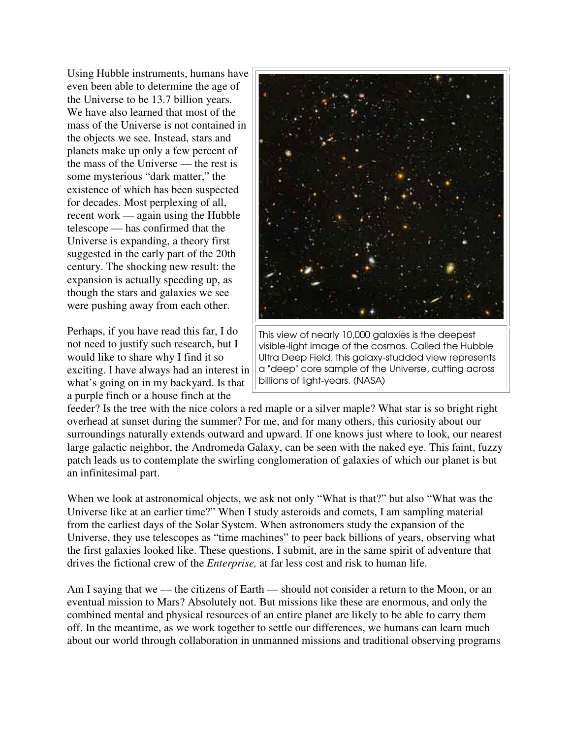Using Hubble instruments, humans have even been able to determine the age of the Universe to be 13.7 billion years. We have also learned that most of the mass of the Universe is not contained in the objects we see. Instead, stars and planets make up only a few percent of the mass of the Universe — the rest is some mysterious "dark matter," the existence of which has been suspected for decades. Most perplexing of all, recent work — again using the Hubble telescope — has confirmed that the Universe is expanding, a theory first suggested in the early part of the 20th century. The shocking new result: the expansion is actually speeding up, as though the stars and galaxies we see were pushing away from each other.

This view of nearly 10,000 galaxies is the deepest visible-light image of the cosmos. Called the Hubble Ultra Deep Field, this galaxy-studded view represents a "deep" core sample of the Universe, cutting across billions of light-years. (NASA)

Perhaps, if you have read this far, I do not need to justify such research, but I would like to share why I find it so exciting. I have always had an interest in what's going on in my backyard. Is that a purple finch or a house finch at the feeder? Is the tree with the nice colors a red maple or a silver maple? What star is so bright right overhead at sunset during the summer? For me, and for many others, this curiosity about our surroundings naturally extends outward and upward. If one knows just where to look, our nearest large galactic neighbor, the Andromeda Galaxy, can be seen with the naked eye. This faint, fuzzy patch leads us to contemplate the swirling conglomeration of galaxies of which our planet is but an infinitesimal part.

When we look at astronomical objects, we ask not only "What is that?" but also "What was the Universe like at an earlier time?" When I study asteroids and comets, I am sampling material from the earliest days of the Solar System. When astronomers study the expansion of the Universe, they use telescopes as "time machines" to peer back billions of years, observing what the first galaxies looked like. These questions, I submit, are in the same spirit of adventure that drives the fictional crew of the *Enterprise,* at far less cost and risk to human life.

Am I saying that we — the citizens of Earth — should not consider a return to the Moon, or an eventual mission to Mars? Absolutely not. But missions like these are enormous, and only the combined mental and physical resources of an entire planet are likely to be able to carry them off. In the meantime, as we work together to settle our differences, we humans can learn much about our world through collaboration in unmanned missions and traditional observing programs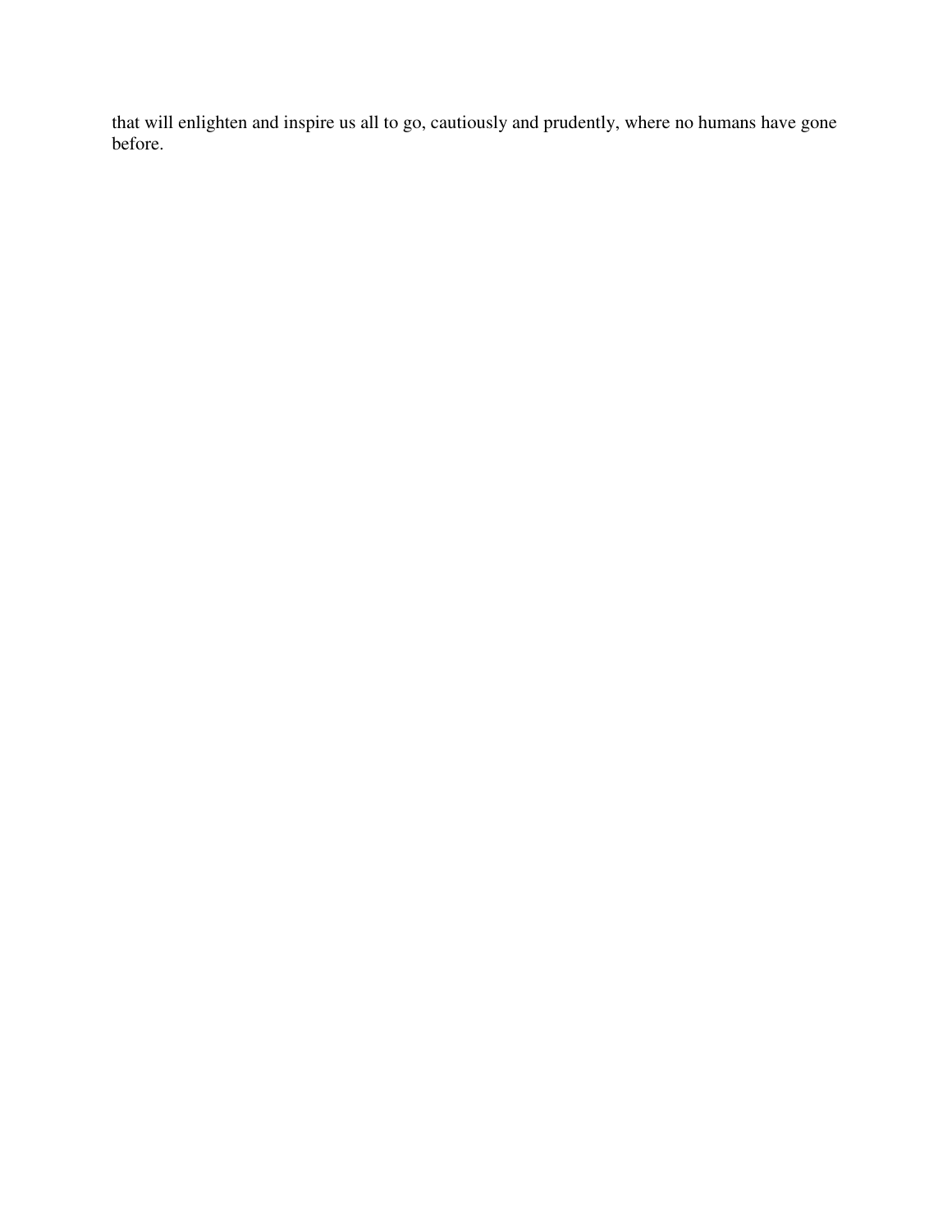that will enlighten and inspire us all to go, cautiously and prudently, where no humans have gone before.